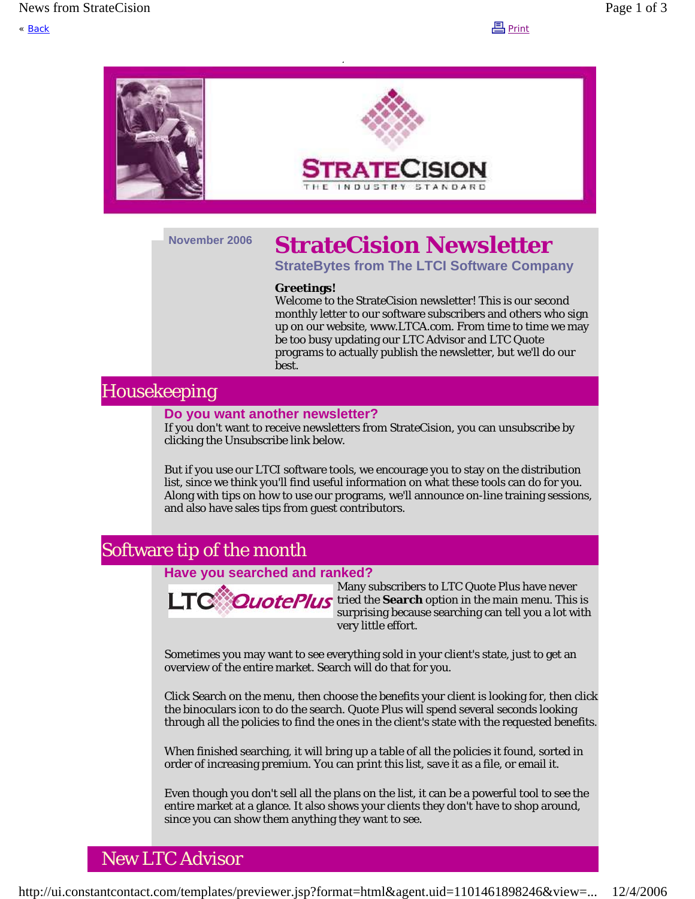« Back

Print

STRATECISION
THE INDUSTRY STANDARD

November 2006

# StrateCision Newsletter

### StrateBytes from The LTCI Software Company

**Greetings!**
Welcome to the StrateCision newsletter! This is our second monthly letter to our software subscribers and others who sign up on our website, www.LTCA.com. From time to time we may be too busy updating our LTC Advisor and LTC Quote programs to actually publish the newsletter, but we'll do our best.

## Housekeeping

### Do you want another newsletter?

If you don't want to receive newsletters from StrateCision, you can unsubscribe by clicking the Unsubscribe link below.

But if you use our LTCI software tools, we encourage you to stay on the distribution list, since we think you'll find useful information on what these tools can do for you. Along with tips on how to use our programs, we'll announce on-line training sessions, and also have sales tips from guest contributors.

## Software tip of the month

### Have you searched and ranked?

LTC QuotePlus

Many subscribers to LTC Quote Plus have never tried the **Search** option in the main menu. This is surprising because searching can tell you a lot with very little effort.

Sometimes you may want to see everything sold in your client's state, just to get an overview of the entire market. Search will do that for you.

Click Search on the menu, then choose the benefits your client is looking for, then click the binoculars icon to do the search. Quote Plus will spend several seconds looking through all the policies to find the ones in the client's state with the requested benefits.

When finished searching, it will bring up a table of all the policies it found, sorted in order of increasing premium. You can print this list, save it as a file, or email it.

Even though you don't sell all the plans on the list, it can be a powerful tool to see the entire market at a glance. It also shows your clients they don't have to shop around, since you can show them anything they want to see.

## New LTC Advisor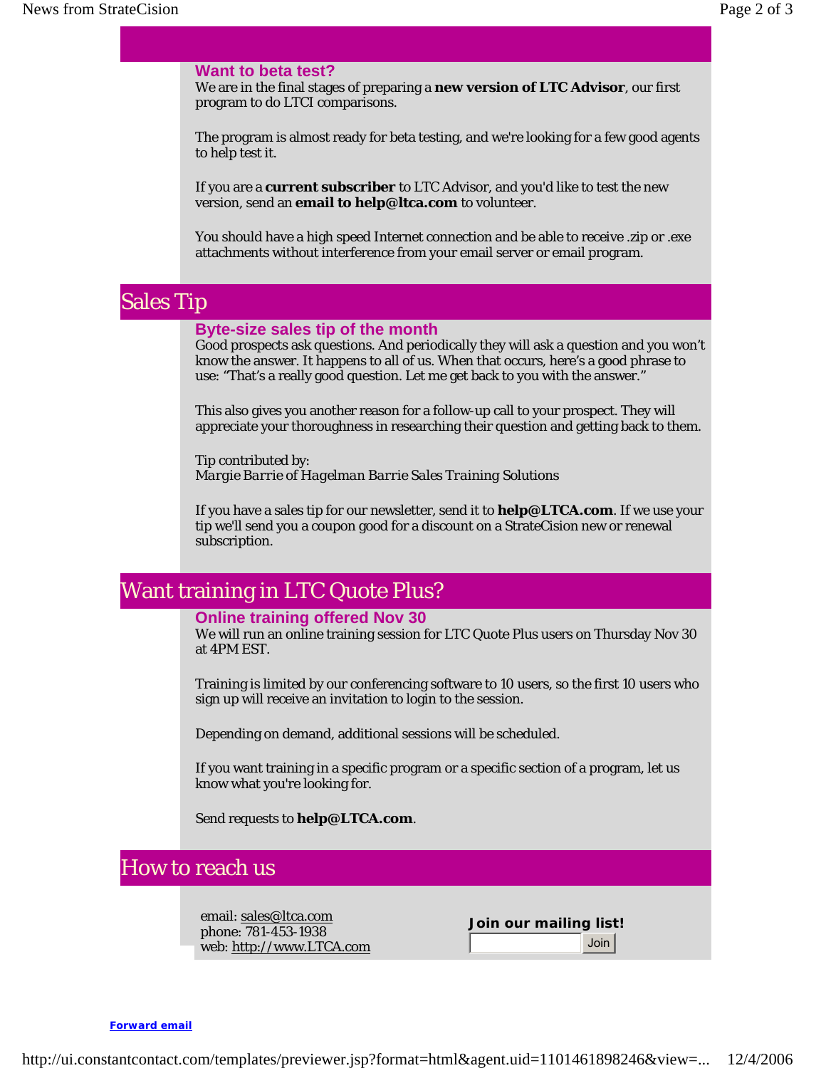### Want to beta test?

We are in the final stages of preparing a **new version of LTC Advisor**, our first program to do LTCI comparisons.

The program is almost ready for beta testing, and we're looking for a few good agents to help test it.

If you are a **current subscriber** to LTC Advisor, and you'd like to test the new version, send an **email to help@ltca.com** to volunteer.

You should have a high speed Internet connection and be able to receive .zip or .exe attachments without interference from your email server or email program.

## Sales Tip

### Byte-size sales tip of the month

Good prospects ask questions. And periodically they will ask a question and you won't know the answer. It happens to all of us. When that occurs, here's a good phrase to use: "That's a really good question. Let me get back to you with the answer."

This also gives you another reason for a follow-up call to your prospect. They will appreciate your thoroughness in researching their question and getting back to them.

Tip contributed by:
*Margie Barrie* of Hagelman Barrie Sales Training Solutions

If you have a sales tip for our newsletter, send it to **help@LTCA.com**. If we use your tip we'll send you a coupon good for a discount on a StrateCision new or renewal subscription.

## Want training in LTC Quote Plus?

### Online training offered Nov 30

We will run an online training session for LTC Quote Plus users on Thursday Nov 30 at 4PM EST.

Training is limited by our conferencing software to 10 users, so the first 10 users who sign up will receive an invitation to login to the session.

Depending on demand, additional sessions will be scheduled.

If you want training in a specific program or a specific section of a program, let us know what you're looking for.

Send requests to **help@LTCA.com**.

## How to reach us

email: sales@ltca.com
phone: 781-453-1938
web: http://www.LTCA.com

**Join our mailing list!**

Join

**Forward email**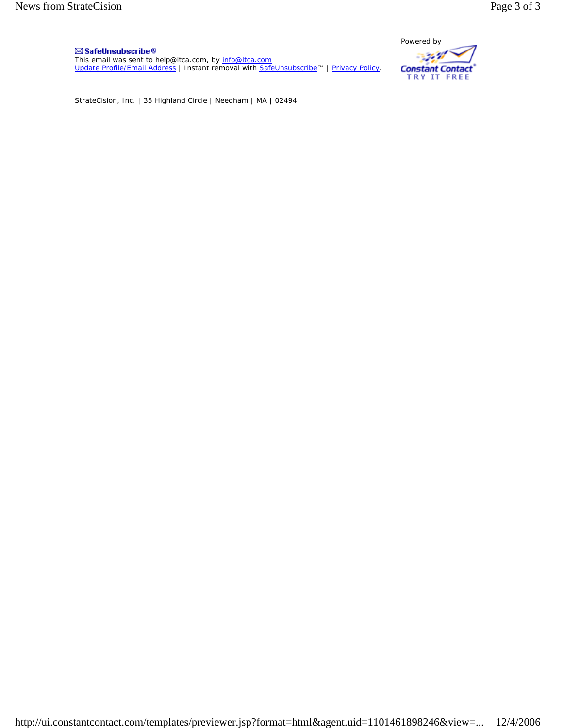**SafeUnsubscribe®**
This email was sent to help@ltca.com, by info@ltca.com
Update Profile/Email Address | Instant removal with SafeUnsubscribe™ | Privacy Policy.

Powered by
Constant Contact
TRY IT FREE

StrateCision, Inc. | 35 Highland Circle | Needham | MA | 02494